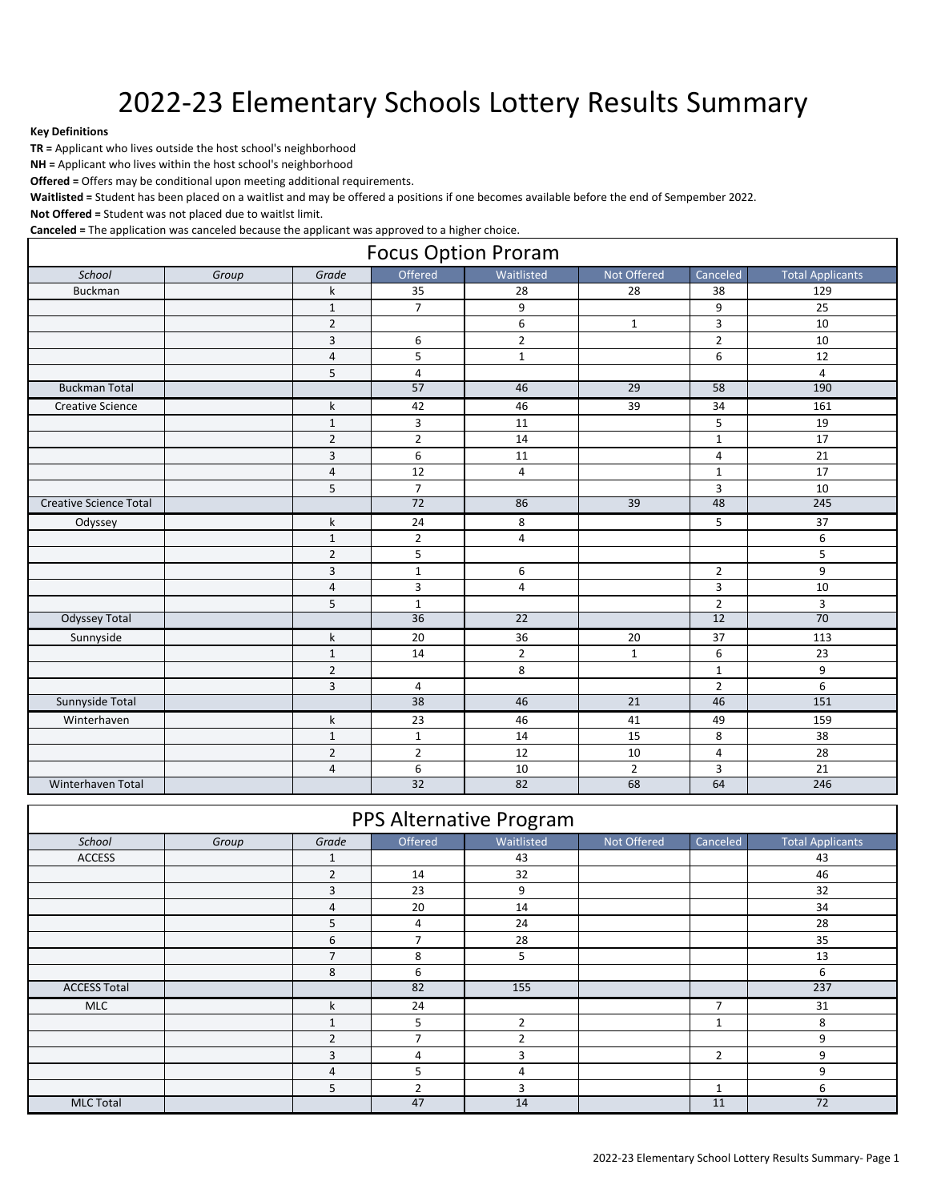# 2022-23 Elementary Schools Lottery Results Summary

**Key Definitions**

**TR =** Applicant who lives outside the host school's neighborhood

**NH =** Applicant who lives within the host school's neighborhood

**Offered =** Offers may be conditional upon meeting additional requirements.

**Waitlisted =** Student has been placed on a waitlist and may be offered a positions if one becomes available before the end of Sempember 2022.

**Not Offered =** Student was not placed due to waitlst limit.

**Canceled =** The application was canceled because the applicant was approved to a higher choice.

## Focus Option Proram

| School | Group | Grade | Offered | Waitlisted | Not Offered | Canceled | Total Applicants |
|---|---|---|---|---|---|---|---|
| Buckman | | k | 35 | 28 | 28 | 38 | 129 |
| | | 1 | 7 | 9 | | 9 | 25 |
| | | 2 | | 6 | 1 | 3 | 10 |
| | | 3 | 6 | 2 | | 2 | 10 |
| | | 4 | 5 | 1 | | 6 | 12 |
| | | 5 | 4 | | | | 4 |
| Buckman Total | | | 57 | 46 | 29 | 58 | 190 |
| Creative Science | | k | 42 | 46 | 39 | 34 | 161 |
| | | 1 | 3 | 11 | | 5 | 19 |
| | | 2 | 2 | 14 | | 1 | 17 |
| | | 3 | 6 | 11 | | 4 | 21 |
| | | 4 | 12 | 4 | | 1 | 17 |
| | | 5 | 7 | | | 3 | 10 |
| Creative Science Total | | | 72 | 86 | 39 | 48 | 245 |
| Odyssey | | k | 24 | 8 | | 5 | 37 |
| | | 1 | 2 | 4 | | | 6 |
| | | 2 | 5 | | | | 5 |
| | | 3 | 1 | 6 | | 2 | 9 |
| | | 4 | 3 | 4 | | 3 | 10 |
| | | 5 | 1 | | | 2 | 3 |
| Odyssey Total | | | 36 | 22 | | 12 | 70 |
| Sunnyside | | k | 20 | 36 | 20 | 37 | 113 |
| | | 1 | 14 | 2 | 1 | 6 | 23 |
| | | 2 | | 8 | | 1 | 9 |
| | | 3 | 4 | | | 2 | 6 |
| Sunnyside Total | | | 38 | 46 | 21 | 46 | 151 |
| Winterhaven | | k | 23 | 46 | 41 | 49 | 159 |
| | | 1 | 1 | 14 | 15 | 8 | 38 |
| | | 2 | 2 | 12 | 10 | 4 | 28 |
| | | 4 | 6 | 10 | 2 | 3 | 21 |
| Winterhaven Total | | | 32 | 82 | 68 | 64 | 246 |

## PPS Alternative Program

| School | Group | Grade | Offered | Waitlisted | Not Offered | Canceled | Total Applicants |
|---|---|---|---|---|---|---|---|
| ACCESS | | 1 | | 43 | | | 43 |
| | | 2 | 14 | 32 | | | 46 |
| | | 3 | 23 | 9 | | | 32 |
| | | 4 | 20 | 14 | | | 34 |
| | | 5 | 4 | 24 | | | 28 |
| | | 6 | 7 | 28 | | | 35 |
| | | 7 | 8 | 5 | | | 13 |
| | | 8 | 6 | | | | 6 |
| ACCESS Total | | | 82 | 155 | | | 237 |
| MLC | | k | 24 | | | 7 | 31 |
| | | 1 | 5 | 2 | | 1 | 8 |
| | | 2 | 7 | 2 | | | 9 |
| | | 3 | 4 | 3 | | 2 | 9 |
| | | 4 | 5 | 4 | | | 9 |
| | | 5 | 2 | 3 | | 1 | 6 |
| MLC Total | | | 47 | 14 | | 11 | 72 |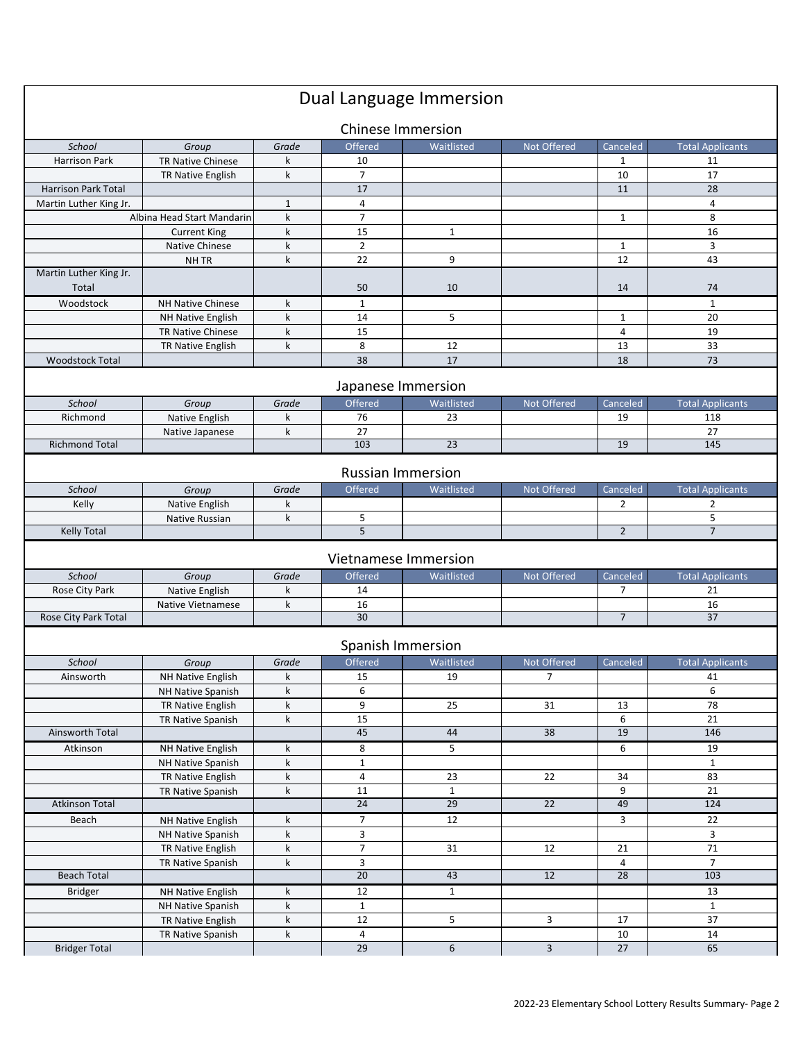# Dual Language Immersion

## Chinese Immersion

| School | Group | Grade | Offered | Waitlisted | Not Offered | Canceled | Total Applicants |
|---|---|---|---|---|---|---|---|
| Harrison Park | TR Native Chinese | k | 10 | | | 1 | 11 |
| | TR Native English | k | 7 | | | 10 | 17 |
| Harrison Park Total | | | 17 | | | 11 | 28 |
| Martin Luther King Jr. | | 1 | 4 | | | | 4 |
| | Albina Head Start Mandarin | k | 7 | | | 1 | 8 |
| | Current King | k | 15 | 1 | | | 16 |
| | Native Chinese | k | 2 | | | 1 | 3 |
| | NH TR | k | 22 | 9 | | 12 | 43 |
| Martin Luther King Jr. Total | | | 50 | 10 | | 14 | 74 |
| Woodstock | NH Native Chinese | k | 1 | | | | 1 |
| | NH Native English | k | 14 | 5 | | 1 | 20 |
| | TR Native Chinese | k | 15 | | | 4 | 19 |
| | TR Native English | k | 8 | 12 | | 13 | 33 |
| Woodstock Total | | | 38 | 17 | | 18 | 73 |

## Japanese Immersion

| School | Group | Grade | Offered | Waitlisted | Not Offered | Canceled | Total Applicants |
|---|---|---|---|---|---|---|---|
| Richmond | Native English | k | 76 | 23 | | 19 | 118 |
| | Native Japanese | k | 27 | | | | 27 |
| Richmond Total | | | 103 | 23 | | 19 | 145 |

## Russian Immersion

| School | Group | Grade | Offered | Waitlisted | Not Offered | Canceled | Total Applicants |
|---|---|---|---|---|---|---|---|
| Kelly | Native English | k | | | | 2 | 2 |
| | Native Russian | k | 5 | | | | 5 |
| Kelly Total | | | 5 | | | 2 | 7 |

## Vietnamese Immersion

| School | Group | Grade | Offered | Waitlisted | Not Offered | Canceled | Total Applicants |
|---|---|---|---|---|---|---|---|
| Rose City Park | Native English | k | 14 | | | 7 | 21 |
| | Native Vietnamese | k | 16 | | | | 16 |
| Rose City Park Total | | | 30 | | | 7 | 37 |

## Spanish Immersion

| School | Group | Grade | Offered | Waitlisted | Not Offered | Canceled | Total Applicants |
|---|---|---|---|---|---|---|---|
| Ainsworth | NH Native English | k | 15 | 19 | 7 | | 41 |
| | NH Native Spanish | k | 6 | | | | 6 |
| | TR Native English | k | 9 | 25 | 31 | 13 | 78 |
| | TR Native Spanish | k | 15 | | | 6 | 21 |
| Ainsworth Total | | | 45 | 44 | 38 | 19 | 146 |
| Atkinson | NH Native English | k | 8 | 5 | | 6 | 19 |
| | NH Native Spanish | k | 1 | | | | 1 |
| | TR Native English | k | 4 | 23 | 22 | 34 | 83 |
| | TR Native Spanish | k | 11 | 1 | | 9 | 21 |
| Atkinson Total | | | 24 | 29 | 22 | 49 | 124 |
| Beach | NH Native English | k | 7 | 12 | | 3 | 22 |
| | NH Native Spanish | k | 3 | | | | 3 |
| | TR Native English | k | 7 | 31 | 12 | 21 | 71 |
| | TR Native Spanish | k | 3 | | | 4 | 7 |
| Beach Total | | | 20 | 43 | 12 | 28 | 103 |
| Bridger | NH Native English | k | 12 | 1 | | | 13 |
| | NH Native Spanish | k | 1 | | | | 1 |
| | TR Native English | k | 12 | 5 | 3 | 17 | 37 |
| | TR Native Spanish | k | 4 | | | 10 | 14 |
| Bridger Total | | | 29 | 6 | 3 | 27 | 65 |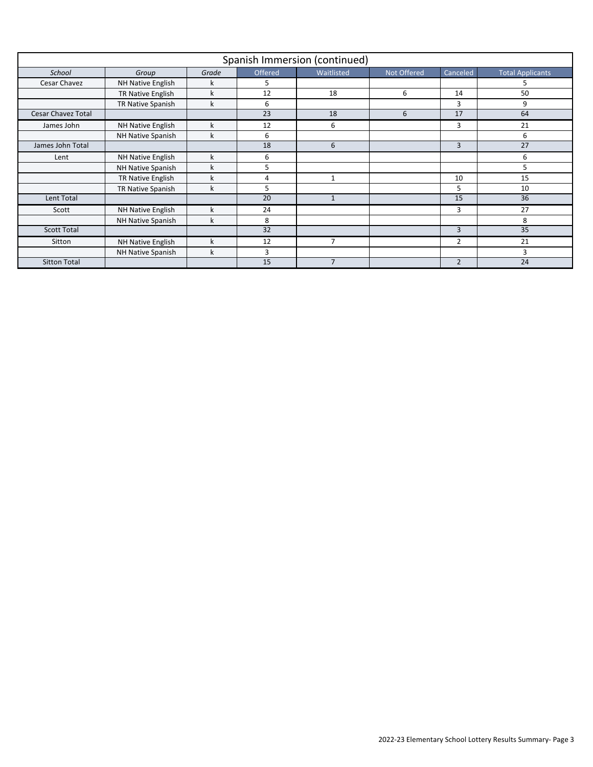## Spanish Immersion (continued)

| *School* | *Group* | *Grade* | Offered | Waitlisted | Not Offered | Canceled | Total Applicants |
|---|---|---|---|---|---|---|---|
| Cesar Chavez | NH Native English | k | 5 | | | | 5 |
| | TR Native English | k | 12 | 18 | 6 | 14 | 50 |
| | TR Native Spanish | k | 6 | | | 3 | 9 |
| Cesar Chavez Total | | | 23 | 18 | 6 | 17 | 64 |
| James John | NH Native English | k | 12 | 6 | | 3 | 21 |
| | NH Native Spanish | k | 6 | | | | 6 |
| James John Total | | | 18 | 6 | | 3 | 27 |
| Lent | NH Native English | k | 6 | | | | 6 |
| | NH Native Spanish | k | 5 | | | | 5 |
| | TR Native English | k | 4 | 1 | | 10 | 15 |
| | TR Native Spanish | k | 5 | | | 5 | 10 |
| Lent Total | | | 20 | 1 | | 15 | 36 |
| Scott | NH Native English | k | 24 | | | 3 | 27 |
| | NH Native Spanish | k | 8 | | | | 8 |
| Scott Total | | | 32 | | | 3 | 35 |
| Sitton | NH Native English | k | 12 | 7 | | 2 | 21 |
| | NH Native Spanish | k | 3 | | | | 3 |
| Sitton Total | | | 15 | 7 | | 2 | 24 |